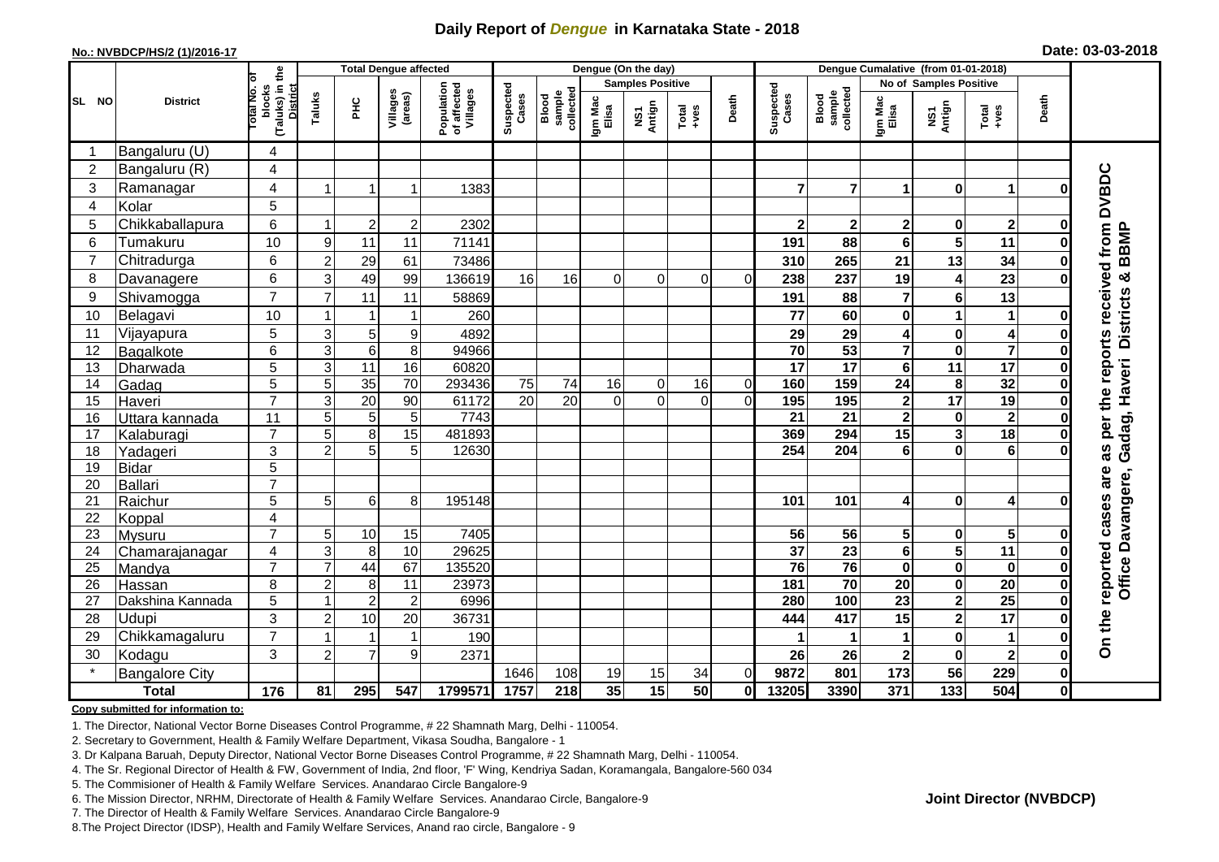# Daily Report of *Dengue* in Karnataka State - 2018

**No.: NVBDCP/HS/2 (1)/2016-17**

**Date: 03-03-2018**

| SL NO | District | Total No. of blocks (Taluks) in the District | Total Dengue affected | | | | Dengue (On the day) | | | | | | Dengue Cumalative (from 01-01-2018) | | | | | | |
|---|---|---|---|---|---|---|---|---|---|---|---|---|---|---|---|---|---|---|---|
| | | | Taluks | PHC | Villages (areas) | Population of affected Villages | Suspected Cases | Blood sample collected | Samples Positive | | | Death | Suspected Cases | Blood sample collected | No of Samples Positive | | | Death | |
| | | | | | | | | | Igm Mac Elisa | NS1 Antign | Total +ves | | | | Igm Mac Elisa | NS1 Antign | Total +ves | | |
| 1 | Bangaluru (U) | 4 | | | | | | | | | | | | | | | | | On the reported cases are as per the reports received from DVBDC Office Davangere, Gadag, Haveri Districts & BBMP |
| 2 | Bangaluru (R) | 4 | | | | | | | | | | | | | | | | | |
| 3 | Ramanagar | 4 | 1 | 1 | 1 | 1383 | | | | | | | 7 | 7 | 1 | 0 | 1 | 0 | |
| 4 | Kolar | 5 | | | | | | | | | | | | | | | | | |
| 5 | Chikkaballapura | 6 | 1 | 2 | 2 | 2302 | | | | | | | 2 | 2 | 2 | 0 | 2 | 0 | |
| 6 | Tumakuru | 10 | 9 | 11 | 11 | 71141 | | | | | | | 191 | 88 | 6 | 5 | 11 | 0 | |
| 7 | Chitradurga | 6 | 2 | 29 | 61 | 73486 | | | | | | | 310 | 265 | 21 | 13 | 34 | 0 | |
| 8 | Davanagere | 6 | 3 | 49 | 99 | 136619 | 16 | 16 | 0 | 0 | 0 | 0 | 238 | 237 | 19 | 4 | 23 | 0 | |
| 9 | Shivamogga | 7 | 7 | 11 | 11 | 58869 | | | | | | | 191 | 88 | 7 | 6 | 13 | | |
| 10 | Belagavi | 10 | 1 | 1 | 1 | 260 | | | | | | | 77 | 60 | 0 | 1 | 1 | 0 | |
| 11 | Vijayapura | 5 | 3 | 5 | 9 | 4892 | | | | | | | 29 | 29 | 4 | 0 | 4 | 0 | |
| 12 | Bagalkote | 6 | 3 | 6 | 8 | 94966 | | | | | | | 70 | 53 | 7 | 0 | 7 | 0 | |
| 13 | Dharwada | 5 | 3 | 11 | 16 | 60820 | | | | | | | 17 | 17 | 6 | 11 | 17 | 0 | |
| 14 | Gadag | 5 | 5 | 35 | 70 | 293436 | 75 | 74 | 16 | 0 | 16 | 0 | 160 | 159 | 24 | 8 | 32 | 0 | |
| 15 | Haveri | 7 | 3 | 20 | 90 | 61172 | 20 | 20 | 0 | 0 | 0 | 0 | 195 | 195 | 2 | 17 | 19 | 0 | |
| 16 | Uttara kannada | 11 | 5 | 5 | 5 | 7743 | | | | | | | 21 | 21 | 2 | 0 | 2 | 0 | |
| 17 | Kalaburagi | 7 | 5 | 8 | 15 | 481893 | | | | | | | 369 | 294 | 15 | 3 | 18 | 0 | |
| 18 | Yadageri | 3 | 2 | 5 | 5 | 12630 | | | | | | | 254 | 204 | 6 | 0 | 6 | 0 | |
| 19 | Bidar | 5 | | | | | | | | | | | | | | | | | |
| 20 | Ballari | 7 | | | | | | | | | | | | | | | | | |
| 21 | Raichur | 5 | 5 | 6 | 8 | 195148 | | | | | | | 101 | 101 | 4 | 0 | 4 | 0 | |
| 22 | Koppal | 4 | | | | | | | | | | | | | | | | | |
| 23 | Mysuru | 7 | 5 | 10 | 15 | 7405 | | | | | | | 56 | 56 | 5 | 0 | 5 | 0 | |
| 24 | Chamarajanagar | 4 | 3 | 8 | 10 | 29625 | | | | | | | 37 | 23 | 6 | 5 | 11 | 0 | |
| 25 | Mandya | 7 | 7 | 44 | 67 | 135520 | | | | | | | 76 | 76 | 0 | 0 | 0 | 0 | |
| 26 | Hassan | 8 | 2 | 8 | 11 | 23973 | | | | | | | 181 | 70 | 20 | 0 | 20 | 0 | |
| 27 | Dakshina Kannada | 5 | 1 | 2 | 2 | 6996 | | | | | | | 280 | 100 | 23 | 2 | 25 | 0 | |
| 28 | Udupi | 3 | 2 | 10 | 20 | 36731 | | | | | | | 444 | 417 | 15 | 2 | 17 | 0 | |
| 29 | Chikkamagaluru | 7 | 1 | 1 | 1 | 190 | | | | | | | 1 | 1 | 1 | 0 | 1 | 0 | |
| 30 | Kodagu | 3 | 2 | 7 | 9 | 2371 | | | | | | | 26 | 26 | 2 | 0 | 2 | 0 | |
| * | Bangalore City | | | | | | 1646 | 108 | 19 | 15 | 34 | 0 | 9872 | 801 | 173 | 56 | 229 | 0 | |
| **Total** | | **176** | **81** | **295** | **547** | **1799571** | **1757** | **218** | **35** | **15** | **50** | **0** | **13205** | **3390** | **371** | **133** | **504** | **0** | |

**Copy submitted for information to:**

1. The Director, National Vector Borne Diseases Control Programme, # 22 Shamnath Marg, Delhi - 110054.
2. Secretary to Government, Health & Family Welfare Department, Vikasa Soudha, Bangalore - 1
3. Dr Kalpana Baruah, Deputy Director, National Vector Borne Diseases Control Programme, # 22 Shamnath Marg, Delhi - 110054.
4. The Sr. Regional Director of Health & FW, Government of India, 2nd floor, 'F' Wing, Kendriya Sadan, Koramangala, Bangalore-560 034
5. The Commisioner of Health & Family Welfare Services. Anandarao Circle Bangalore-9
6. The Mission Director, NRHM, Directorate of Health & Family Welfare Services. Anandarao Circle, Bangalore-9
7. The Director of Health & Family Welfare Services. Anandarao Circle Bangalore-9
8. The Project Director (IDSP), Health and Family Welfare Services, Anand rao circle, Bangalore - 9

**Joint Director (NVBDCP)**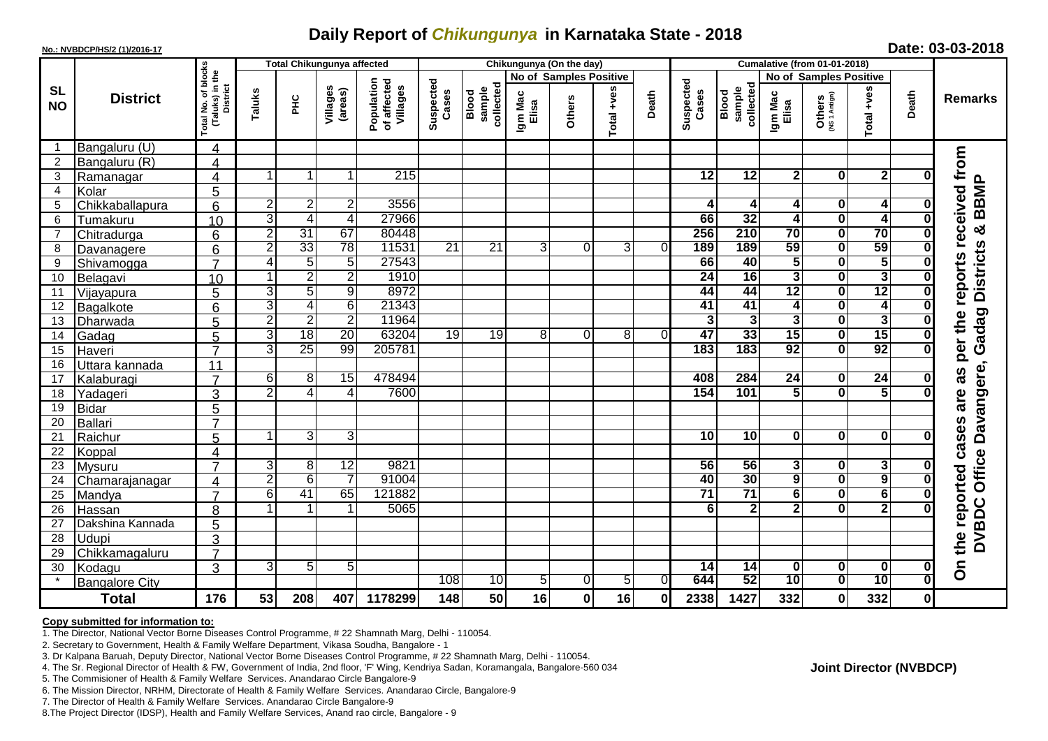# Daily Report of *Chikungunya* in Karnataka State - 2018

**No.: NVBDCP/HS/2 (1)/2016-17**

**Date: 03-03-2018**

| SL NO | District | Total No. of blocks (Taluks) in the District | Total Chikungunya affected | | | | Chikungunya (On the day) | | | | | | | Cumalative (from 01-01-2018) | | | | | | | Remarks |
|---|---|---|---|---|---|---|---|---|---|---|---|---|---|---|---|---|---|---|---|---|---|
| | | | Taluks | PHC | Villages (areas) | Population of affected Villages | Suspected Cases | Blood sample collected | No of Samples Positive | | | Death | Suspected Cases | Blood sample collected | No of Samples Positive | | | Death | |
| | | | | | | | | | Igm Mac Elisa | Others | Total +ves | | | | Igm Mac Elisa | Others (NS 1 Antign) | Total +ves | | |
| 1 | Bangaluru (U) | 4 | | | | | | | | | | | | | | | | | On the reported cases are as per the reports received from DVBDC Office Davangere, Gadag Districts & BBMP |
| 2 | Bangaluru (R) | 4 | | | | | | | | | | | | | | | | | |
| 3 | Ramanagar | 4 | 1 | 1 | 1 | 215 | | | | | | | 12 | 12 | 2 | 0 | 2 | 0 | |
| 4 | Kolar | 5 | | | | | | | | | | | | | | | | | |
| 5 | Chikkaballapura | 6 | 2 | 2 | 2 | 3556 | | | | | | | 4 | 4 | 4 | 0 | 4 | 0 | |
| 6 | Tumakuru | 10 | 3 | 4 | 4 | 27966 | | | | | | | 66 | 32 | 4 | 0 | 4 | 0 | |
| 7 | Chitradurga | 6 | 2 | 31 | 67 | 80448 | | | | | | | 256 | 210 | 70 | 0 | 70 | 0 | |
| 8 | Davanagere | 6 | 2 | 33 | 78 | 11531 | 21 | 21 | 3 | 0 | 3 | 0 | 189 | 189 | 59 | 0 | 59 | 0 | |
| 9 | Shivamogga | 7 | 4 | 5 | 5 | 27543 | | | | | | | 66 | 40 | 5 | 0 | 5 | 0 | |
| 10 | Belagavi | 10 | 1 | 2 | 2 | 1910 | | | | | | | 24 | 16 | 3 | 0 | 3 | 0 | |
| 11 | Vijayapura | 5 | 3 | 5 | 9 | 8972 | | | | | | | 44 | 44 | 12 | 0 | 12 | 0 | |
| 12 | Bagalkote | 6 | 3 | 4 | 6 | 21343 | | | | | | | 41 | 41 | 4 | 0 | 4 | 0 | |
| 13 | Dharwada | 5 | 2 | 2 | 2 | 11964 | | | | | | | 3 | 3 | 3 | 0 | 3 | 0 | |
| 14 | Gadag | 5 | 3 | 18 | 20 | 63204 | 19 | 19 | 8 | 0 | 8 | 0 | 47 | 33 | 15 | 0 | 15 | 0 | |
| 15 | Haveri | 7 | 3 | 25 | 99 | 205781 | | | | | | | 183 | 183 | 92 | 0 | 92 | 0 | |
| 16 | Uttara kannada | 11 | | | | | | | | | | | | | | | | | |
| 17 | Kalaburagi | 7 | 6 | 8 | 15 | 478494 | | | | | | | 408 | 284 | 24 | 0 | 24 | 0 | |
| 18 | Yadageri | 3 | 2 | 4 | 4 | 7600 | | | | | | | 154 | 101 | 5 | 0 | 5 | 0 | |
| 19 | Bidar | 5 | | | | | | | | | | | | | | | | | |
| 20 | Ballari | 7 | | | | | | | | | | | | | | | | | |
| 21 | Raichur | 5 | 1 | 3 | 3 | | | | | | | | 10 | 10 | 0 | 0 | 0 | 0 | |
| 22 | Koppal | 4 | | | | | | | | | | | | | | | | | |
| 23 | Mysuru | 7 | 3 | 8 | 12 | 9821 | | | | | | | 56 | 56 | 3 | 0 | 3 | 0 | |
| 24 | Chamarajanagar | 4 | 2 | 6 | 7 | 91004 | | | | | | | 40 | 30 | 9 | 0 | 9 | 0 | |
| 25 | Mandya | 7 | 6 | 41 | 65 | 121882 | | | | | | | 71 | 71 | 6 | 0 | 6 | 0 | |
| 26 | Hassan | 8 | 1 | 1 | 1 | 5065 | | | | | | | 6 | 2 | 2 | 0 | 2 | 0 | |
| 27 | Dakshina Kannada | 5 | | | | | | | | | | | | | | | | | |
| 28 | Udupi | 3 | | | | | | | | | | | | | | | | | |
| 29 | Chikkamagaluru | 7 | | | | | | | | | | | | | | | | | |
| 30 | Kodagu | 3 | 3 | 5 | 5 | | | | | | | | 14 | 14 | 0 | 0 | 0 | 0 | |
| * | Bangalore City | | | | | | 108 | 10 | 5 | 0 | 5 | 0 | 644 | 52 | 10 | 0 | 10 | 0 | |
| | **Total** | **176** | **53** | **208** | **407** | **1178299** | **148** | **50** | **16** | **0** | **16** | **0** | **2338** | **1427** | **332** | **0** | **332** | **0** | |

**Copy submitted for information to:**

1. The Director, National Vector Borne Diseases Control Programme, # 22 Shamnath Marg, Delhi - 110054.
2. Secretary to Government, Health & Family Welfare Department, Vikasa Soudha, Bangalore - 1
3. Dr Kalpana Baruah, Deputy Director, National Vector Borne Diseases Control Programme, # 22 Shamnath Marg, Delhi - 110054.
4. The Sr. Regional Director of Health & FW, Government of India, 2nd floor, 'F' Wing, Kendriya Sadan, Koramangala, Bangalore-560 034
5. The Commisioner of Health & Family Welfare Services. Anandarao Circle Bangalore-9
6. The Mission Director, NRHM, Directorate of Health & Family Welfare Services. Anandarao Circle, Bangalore-9
7. The Director of Health & Family Welfare Services. Anandarao Circle Bangalore-9
8. The Project Director (IDSP), Health and Family Welfare Services, Anand rao circle, Bangalore - 9

**Joint Director (NVBDCP)**